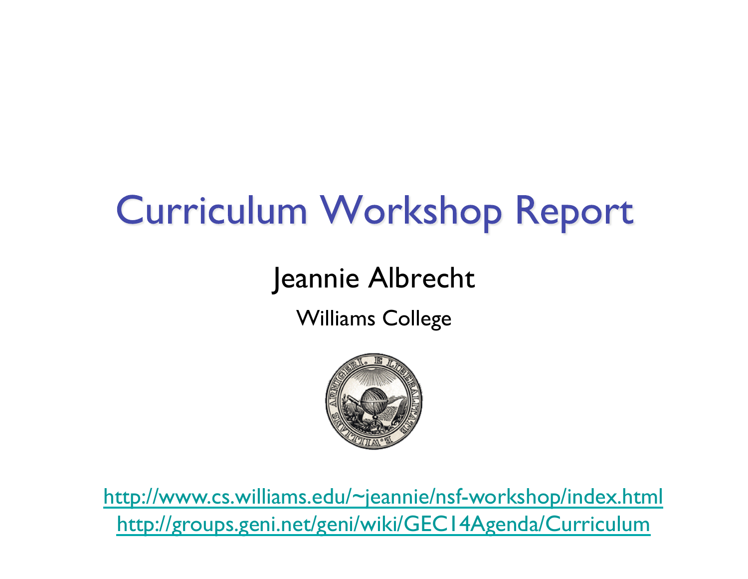# Curriculum Workshop Report

Jeannie Albrecht

Williams College

http://www.cs.williams.edu/~jeannie/nsf-workshop/index.html

http://groups.geni.net/geni/wiki/GEC14Agenda/Curriculum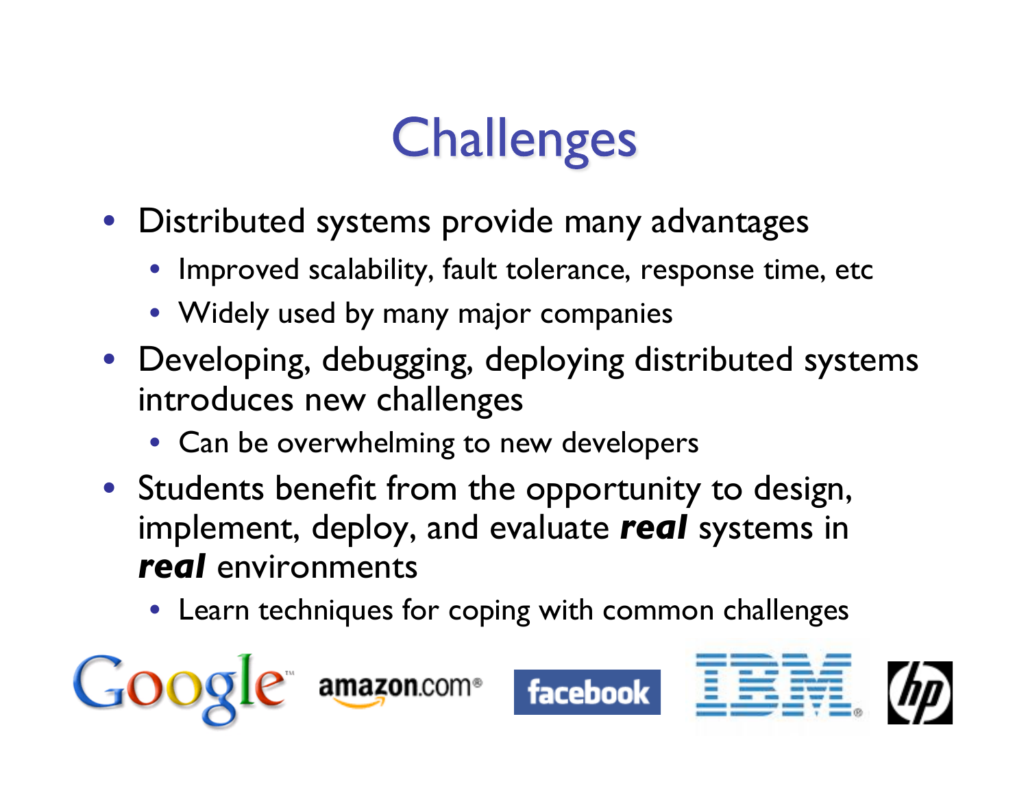# Challenges

- Distributed systems provide many advantages
  - Improved scalability, fault tolerance, response time, etc
  - Widely used by many major companies
- Developing, debugging, deploying distributed systems introduces new challenges
  - Can be overwhelming to new developers
- Students benefit from the opportunity to design, implement, deploy, and evaluate ***real*** systems in ***real*** environments
  - Learn techniques for coping with common challenges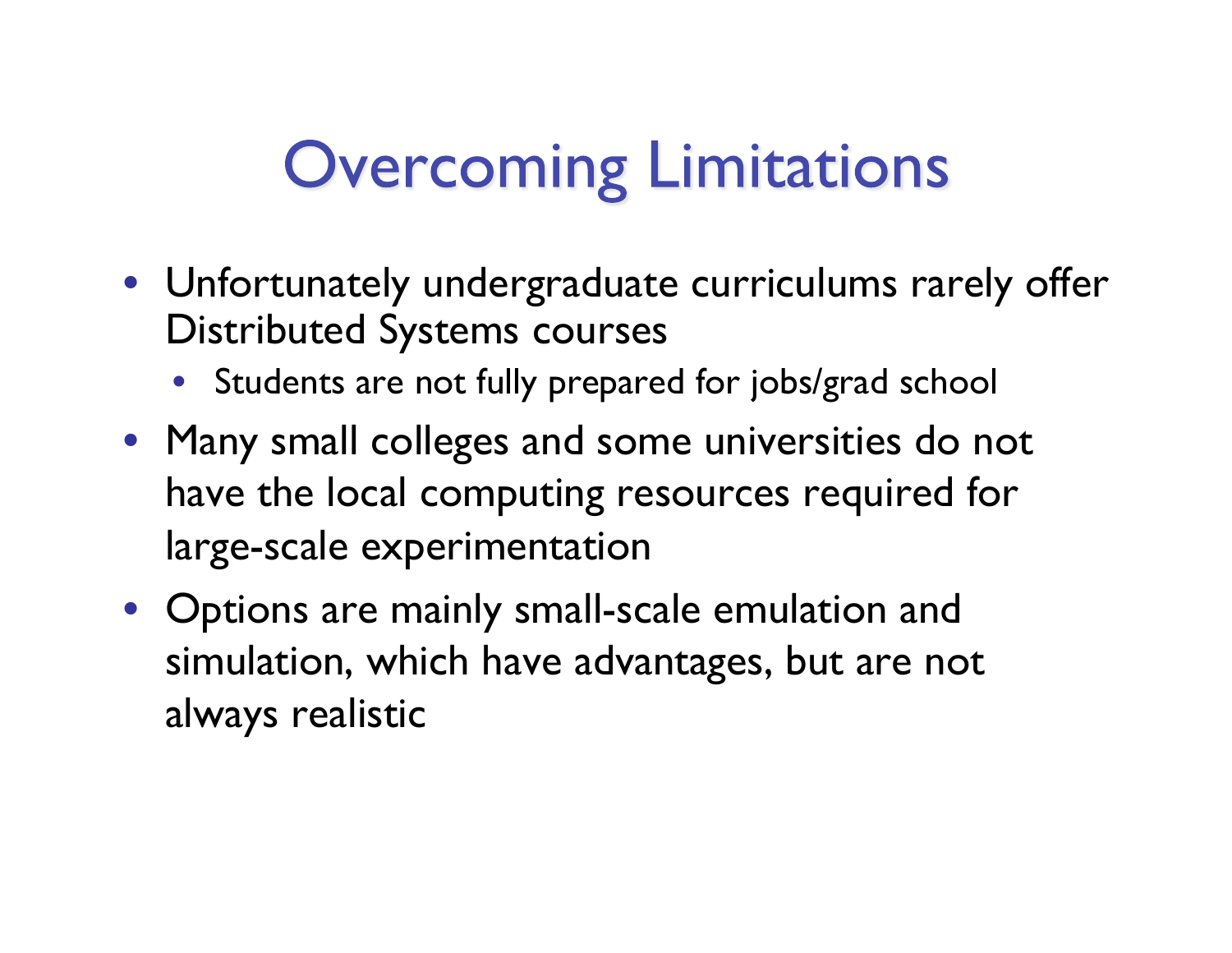# Overcoming Limitations

- Unfortunately undergraduate curriculums rarely offer Distributed Systems courses
  - Students are not fully prepared for jobs/grad school
- Many small colleges and some universities do not have the local computing resources required for large-scale experimentation
- Options are mainly small-scale emulation and simulation, which have advantages, but are not always realistic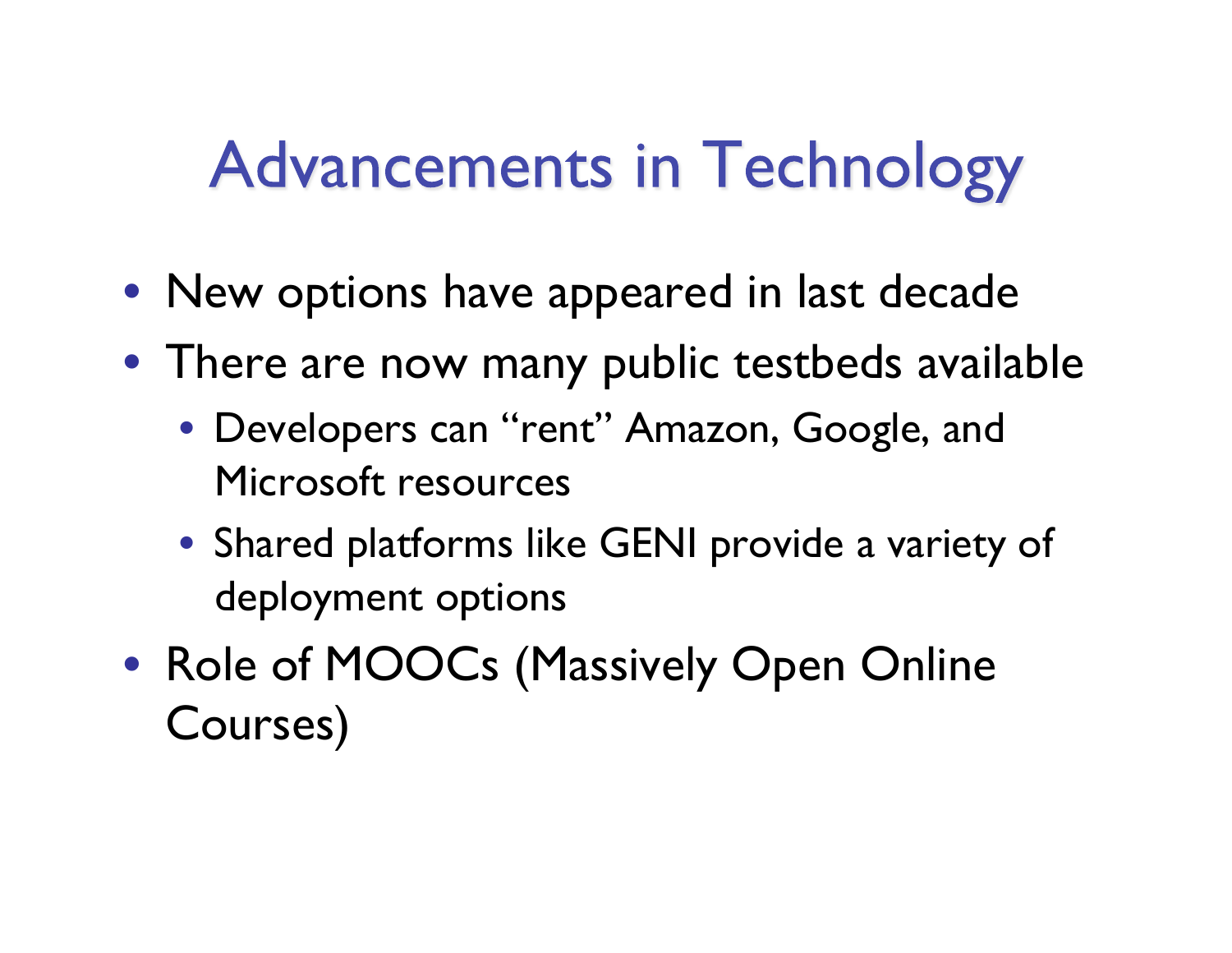# Advancements in Technology

- New options have appeared in last decade
- There are now many public testbeds available
  - Developers can "rent" Amazon, Google, and Microsoft resources
  - Shared platforms like GENI provide a variety of deployment options
- Role of MOOCs (Massively Open Online Courses)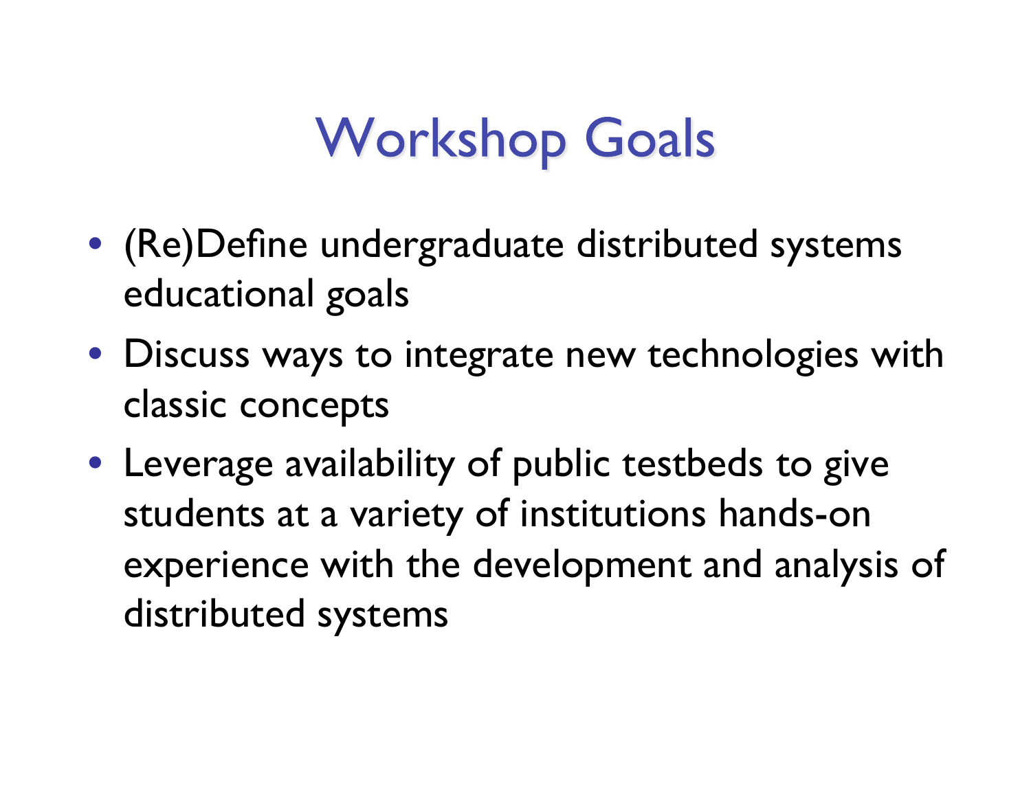# Workshop Goals

- (Re)Define undergraduate distributed systems educational goals
- Discuss ways to integrate new technologies with classic concepts
- Leverage availability of public testbeds to give students at a variety of institutions hands-on experience with the development and analysis of distributed systems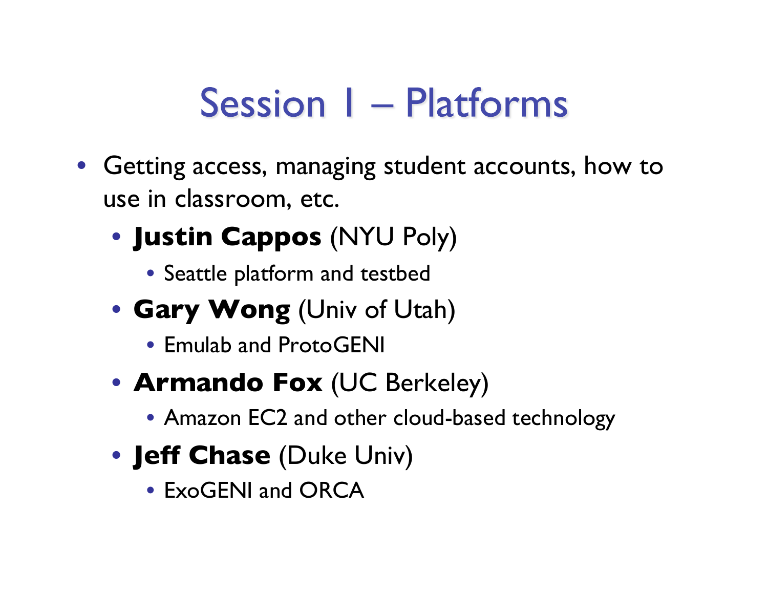# Session 1 – Platforms

- Getting access, managing student accounts, how to use in classroom, etc.
  - **Justin Cappos** (NYU Poly)
    - Seattle platform and testbed
  - **Gary Wong** (Univ of Utah)
    - Emulab and ProtoGENI
  - **Armando Fox** (UC Berkeley)
    - Amazon EC2 and other cloud-based technology
  - **Jeff Chase** (Duke Univ)
    - ExoGENI and ORCA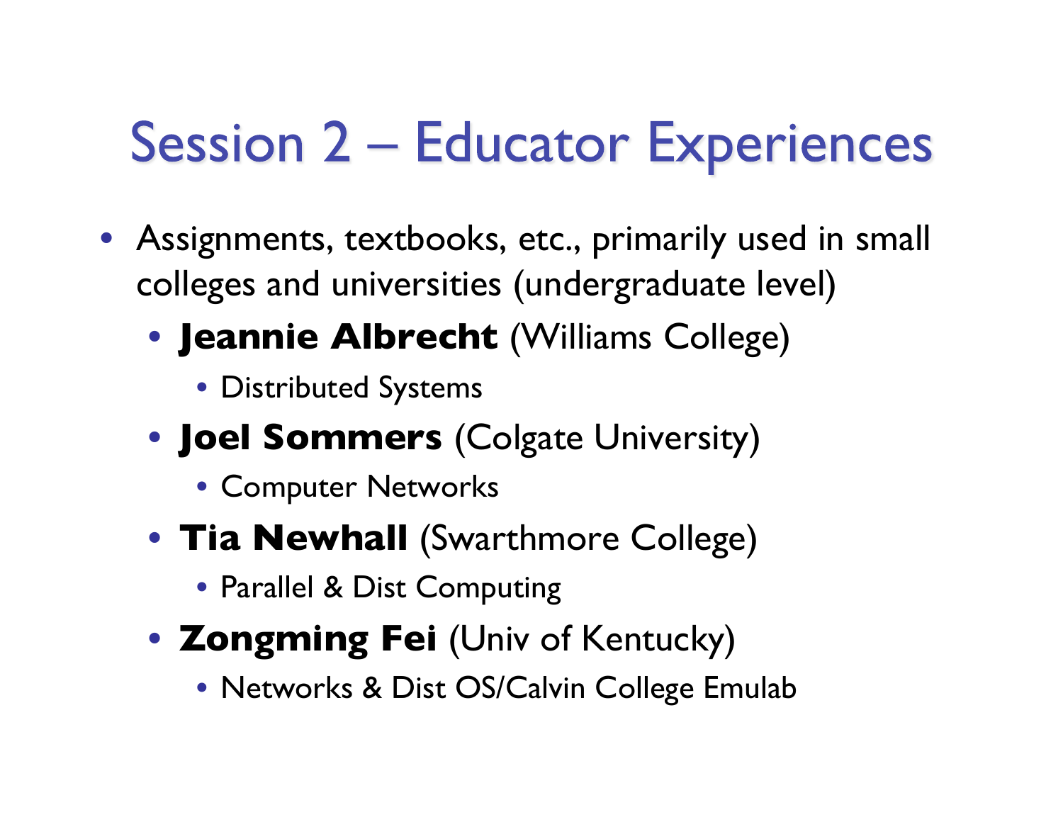# Session 2 – Educator Experiences

- Assignments, textbooks, etc., primarily used in small colleges and universities (undergraduate level)
  - **Jeannie Albrecht** (Williams College)
    - Distributed Systems
  - **Joel Sommers** (Colgate University)
    - Computer Networks
  - **Tia Newhall** (Swarthmore College)
    - Parallel & Dist Computing
  - **Zongming Fei** (Univ of Kentucky)
    - Networks & Dist OS/Calvin College Emulab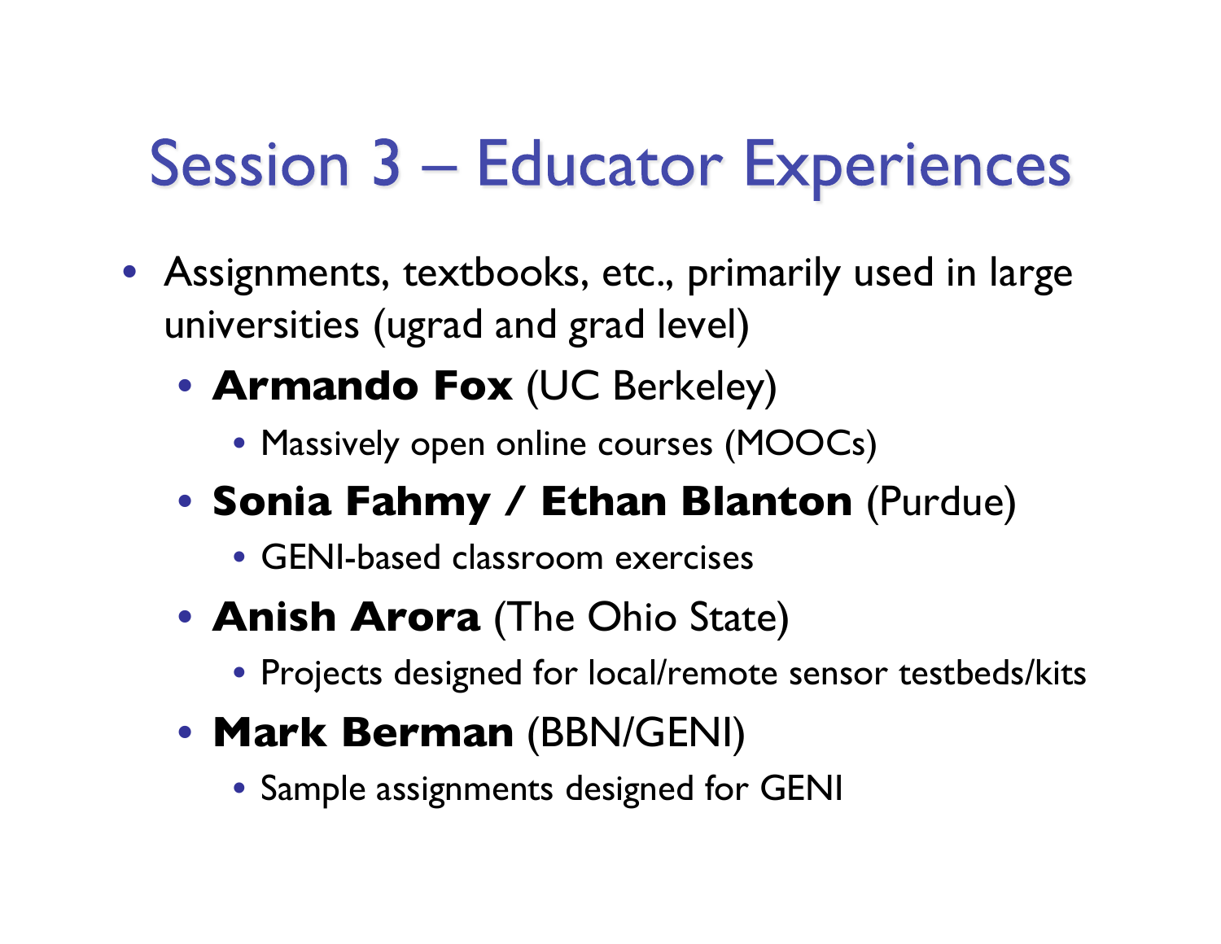# Session 3 – Educator Experiences

- Assignments, textbooks, etc., primarily used in large universities (ugrad and grad level)
  - **Armando Fox** (UC Berkeley)
    - Massively open online courses (MOOCs)
  - **Sonia Fahmy / Ethan Blanton** (Purdue)
    - GENI-based classroom exercises
  - **Anish Arora** (The Ohio State)
    - Projects designed for local/remote sensor testbeds/kits
  - **Mark Berman** (BBN/GENI)
    - Sample assignments designed for GENI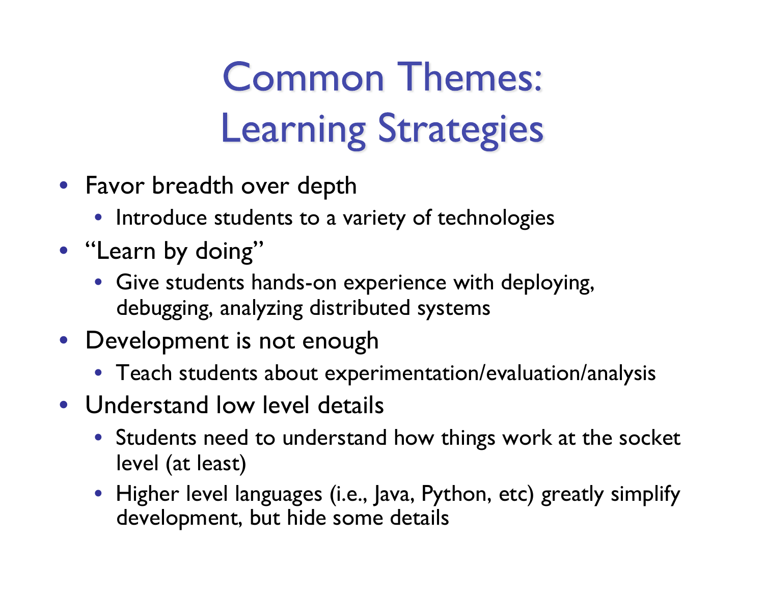# Common Themes: Learning Strategies

- Favor breadth over depth
  - Introduce students to a variety of technologies
- "Learn by doing"
  - Give students hands-on experience with deploying, debugging, analyzing distributed systems
- Development is not enough
  - Teach students about experimentation/evaluation/analysis
- Understand low level details
  - Students need to understand how things work at the socket level (at least)
  - Higher level languages (i.e., Java, Python, etc) greatly simplify development, but hide some details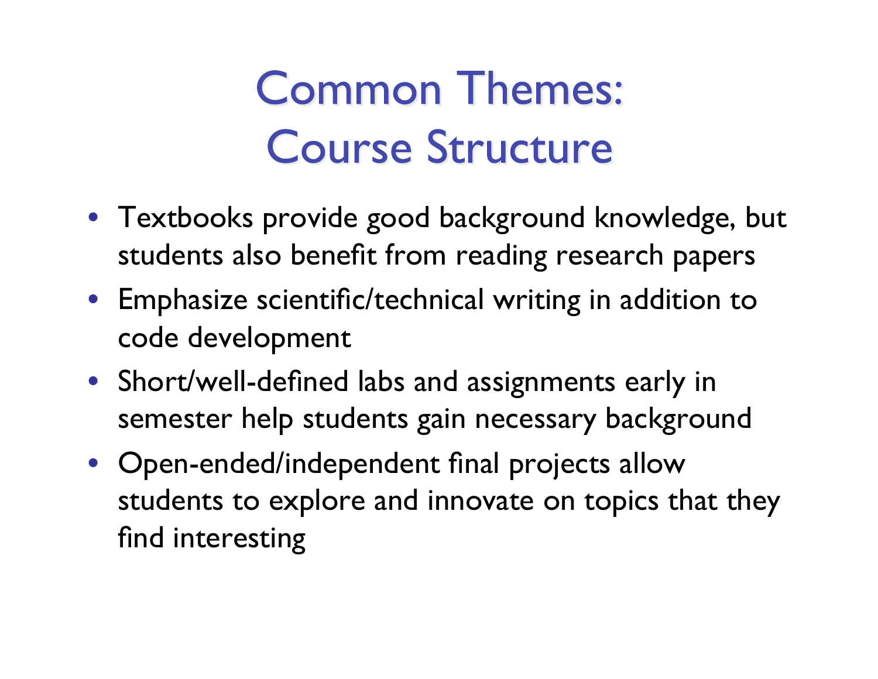# Common Themes: Course Structure

- Textbooks provide good background knowledge, but students also benefit from reading research papers
- Emphasize scientific/technical writing in addition to code development
- Short/well-defined labs and assignments early in semester help students gain necessary background
- Open-ended/independent final projects allow students to explore and innovate on topics that they find interesting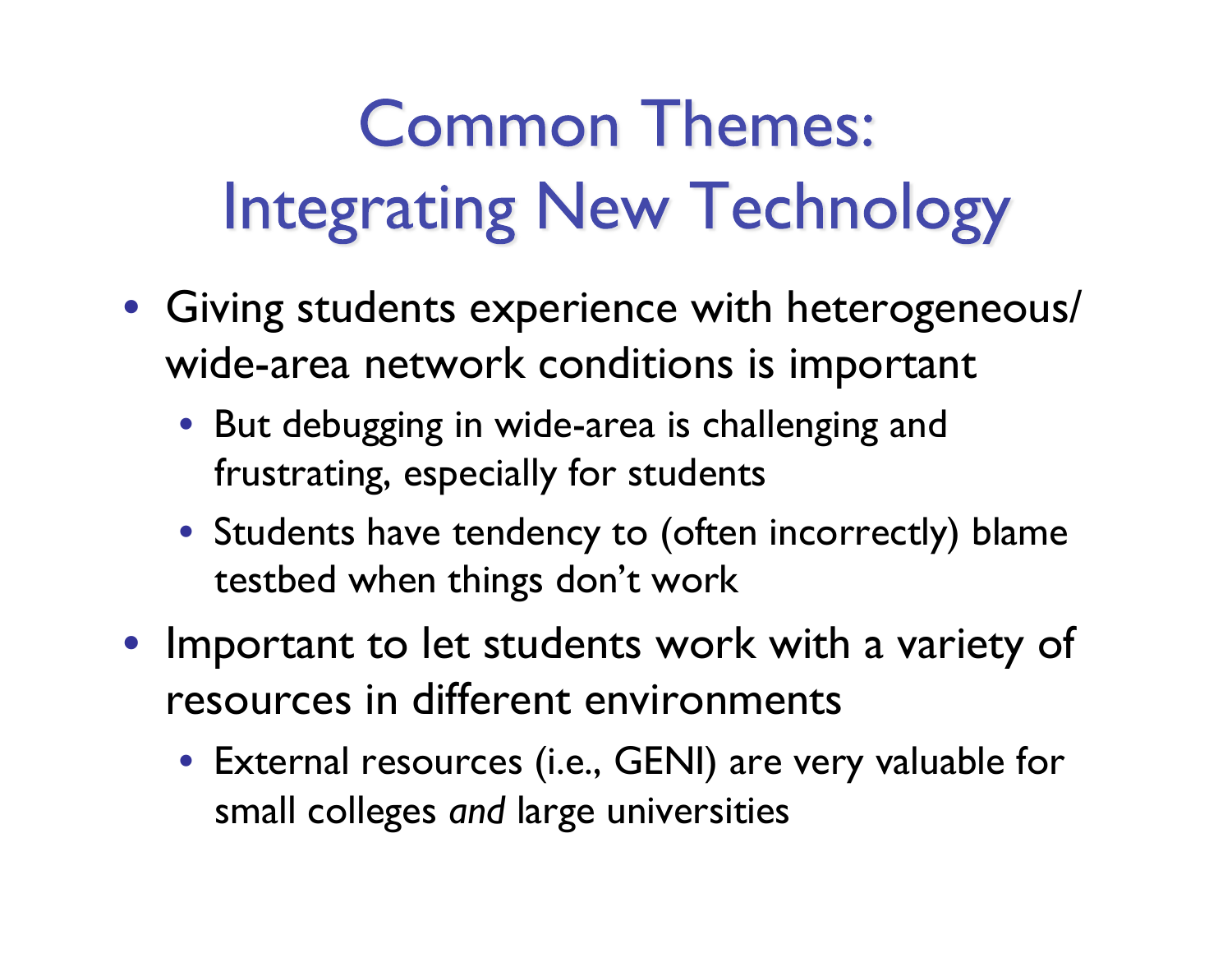# Common Themes: Integrating New Technology

- Giving students experience with heterogeneous/ wide-area network conditions is important
  - But debugging in wide-area is challenging and frustrating, especially for students
  - Students have tendency to (often incorrectly) blame testbed when things don't work
- Important to let students work with a variety of resources in different environments
  - External resources (i.e., GENI) are very valuable for small colleges *and* large universities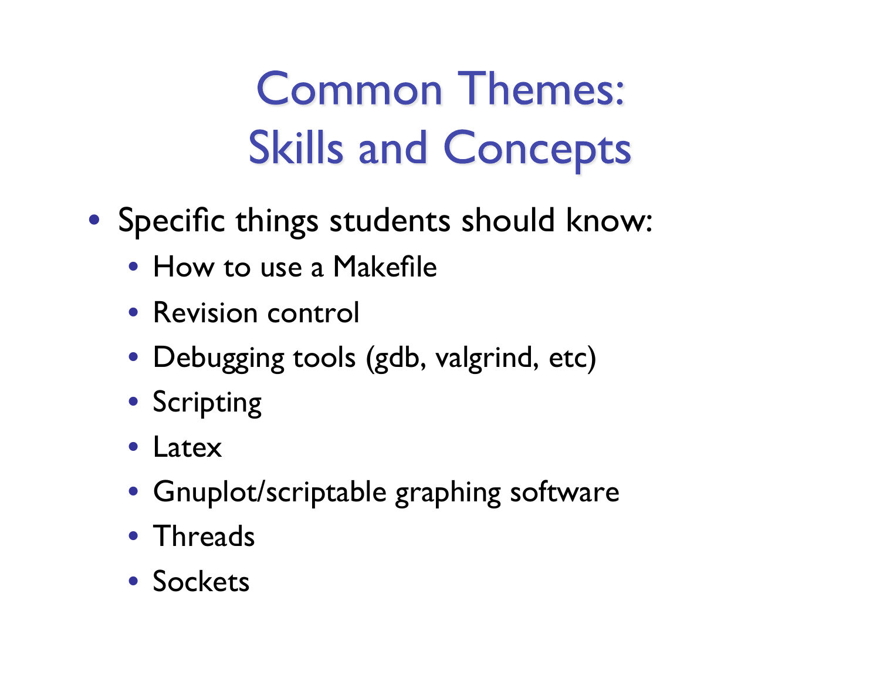# Common Themes: Skills and Concepts

- Specific things students should know:
  - How to use a Makefile
  - Revision control
  - Debugging tools (gdb, valgrind, etc)
  - Scripting
  - Latex
  - Gnuplot/scriptable graphing software
  - Threads
  - Sockets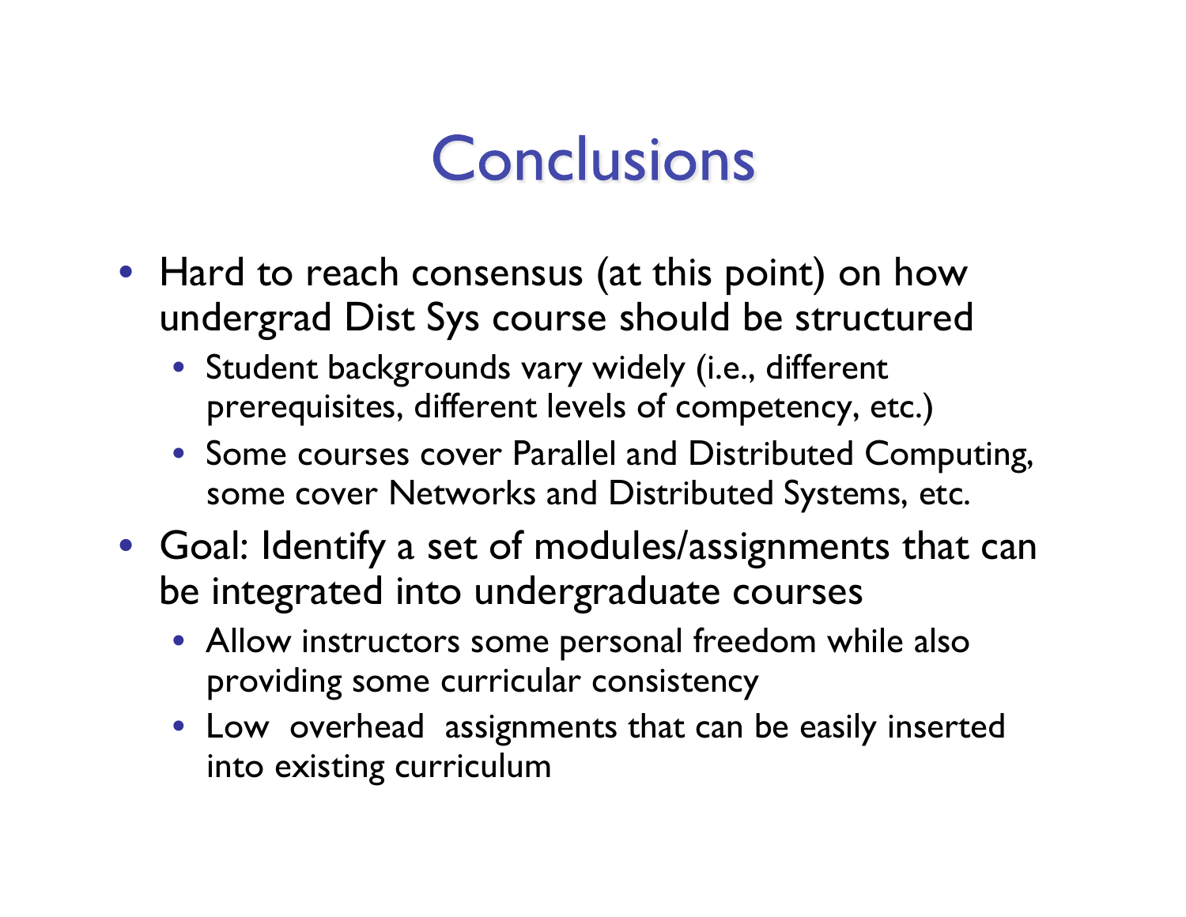# Conclusions

- Hard to reach consensus (at this point) on how undergrad Dist Sys course should be structured
  - Student backgrounds vary widely (i.e., different prerequisites, different levels of competency, etc.)
  - Some courses cover Parallel and Distributed Computing, some cover Networks and Distributed Systems, etc.
- Goal: Identify a set of modules/assignments that can be integrated into undergraduate courses
  - Allow instructors some personal freedom while also providing some curricular consistency
  - Low overhead assignments that can be easily inserted into existing curriculum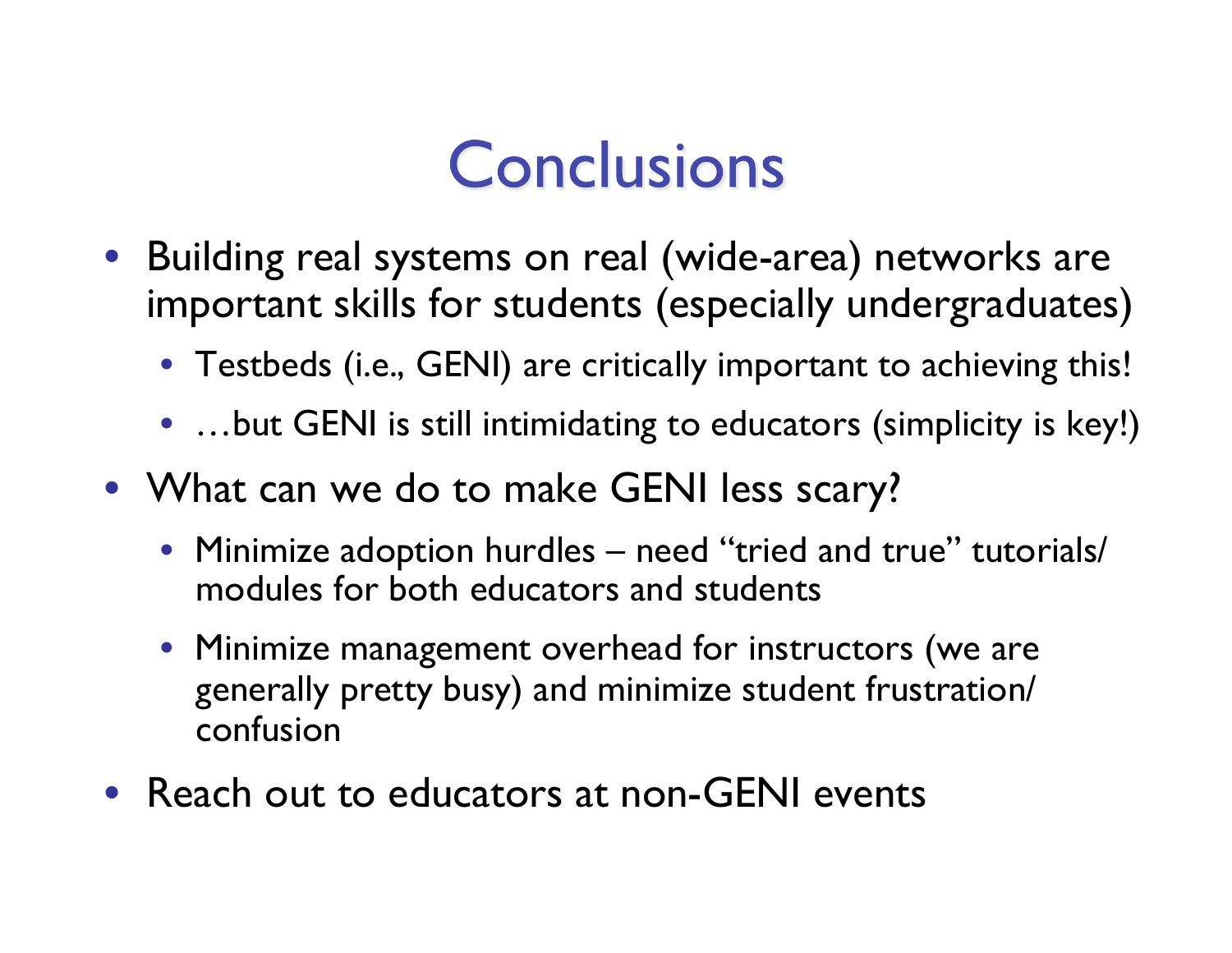# Conclusions

- Building real systems on real (wide-area) networks are important skills for students (especially undergraduates)
  - Testbeds (i.e., GENI) are critically important to achieving this!
  - …but GENI is still intimidating to educators (simplicity is key!)
- What can we do to make GENI less scary?
  - Minimize adoption hurdles – need "tried and true" tutorials/ modules for both educators and students
  - Minimize management overhead for instructors (we are generally pretty busy) and minimize student frustration/ confusion
- Reach out to educators at non-GENI events